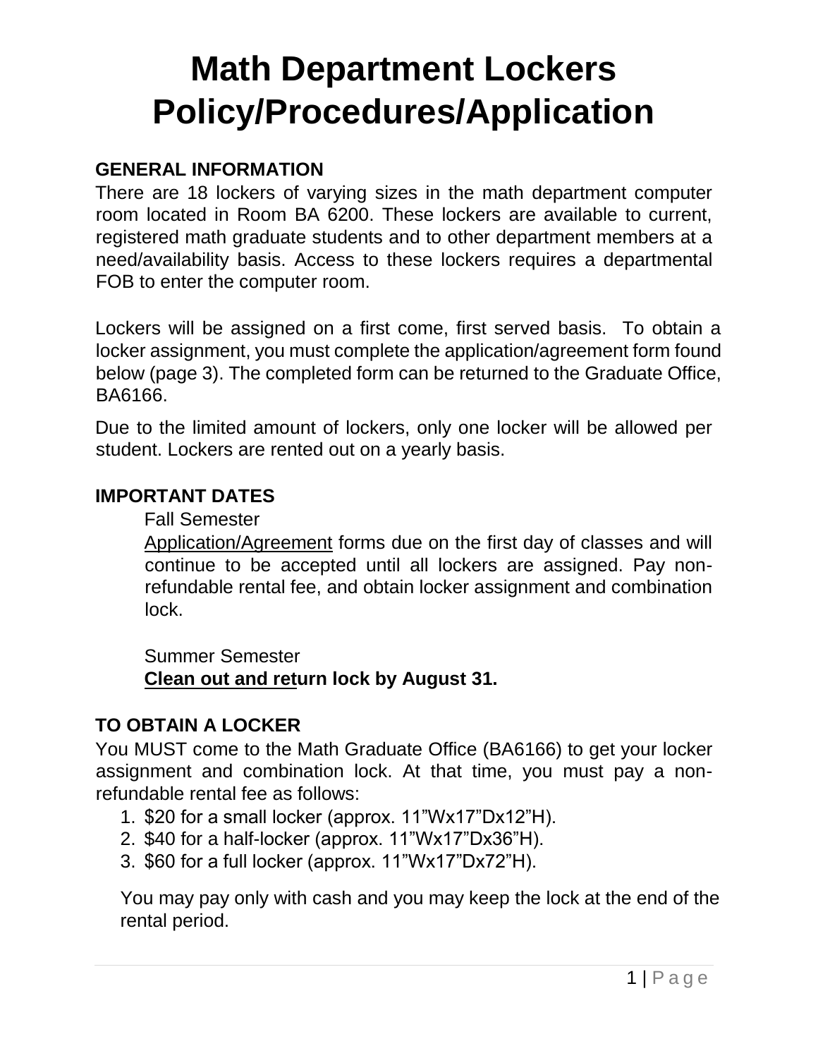# Math Department Lockers Policy/Procedures/Application

## GENERAL INFORMATION

There are 18 lockers of varying sizes in the math department computer room located in Room BA 6200. These lockers are available to current, registered math graduate students and to other department members at a need/availability basis. Access to these lockers requires a departmental FOB to enter the computer room.

Lockers will be assigned on a first come, first served basis. To obtain a locker assignment, you must complete the application/agreement form found below (page 3). The completed form can be returned to the Graduate Office, BA6166.

Due to the limited amount of lockers, only one locker will be allowed per student. Lockers are rented out on a yearly basis.

## IMPORTANT DATES

Fall Semester

Application/Agreement forms due on the first day of classes and will continue to be accepted until all lockers are assigned. Pay non-refundable rental fee, and obtain locker assignment and combination lock.

Summer Semester

**Clean out and return lock by August 31.**

## TO OBTAIN A LOCKER

You MUST come to the Math Graduate Office (BA6166) to get your locker assignment and combination lock. At that time, you must pay a non-refundable rental fee as follows:

1. $20 for a small locker (approx. 11"Wx17"Dx12"H).
2. $40 for a half-locker (approx. 11"Wx17"Dx36"H).
3. $60 for a full locker (approx. 11"Wx17"Dx72"H).

You may pay only with cash and you may keep the lock at the end of the rental period.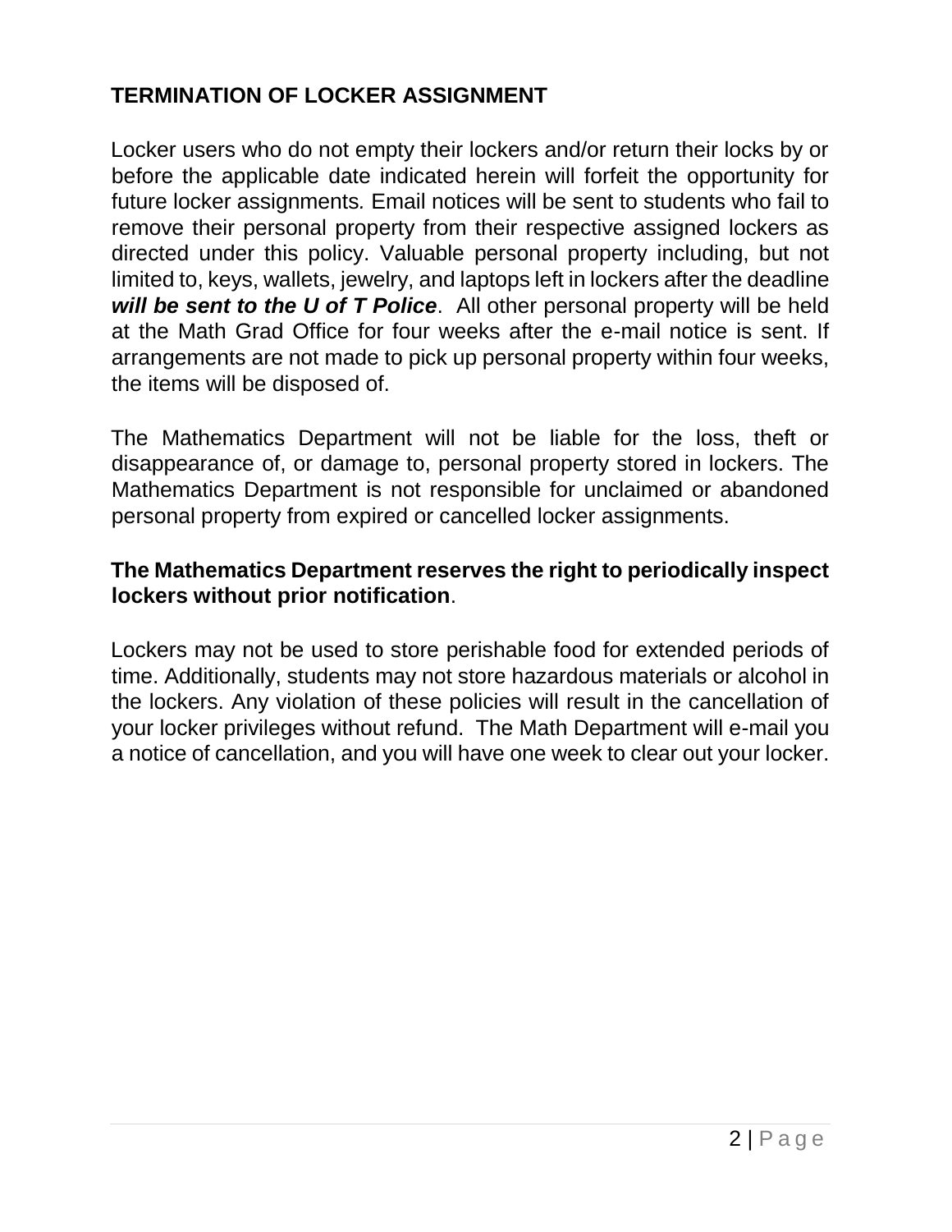## TERMINATION OF LOCKER ASSIGNMENT

Locker users who do not empty their lockers and/or return their locks by or before the applicable date indicated herein will forfeit the opportunity for future locker assignments. Email notices will be sent to students who fail to remove their personal property from their respective assigned lockers as directed under this policy. Valuable personal property including, but not limited to, keys, wallets, jewelry, and laptops left in lockers after the deadline ***will be sent to the U of T Police***. All other personal property will be held at the Math Grad Office for four weeks after the e-mail notice is sent. If arrangements are not made to pick up personal property within four weeks, the items will be disposed of.

The Mathematics Department will not be liable for the loss, theft or disappearance of, or damage to, personal property stored in lockers. The Mathematics Department is not responsible for unclaimed or abandoned personal property from expired or cancelled locker assignments.

**The Mathematics Department reserves the right to periodically inspect lockers without prior notification**.

Lockers may not be used to store perishable food for extended periods of time. Additionally, students may not store hazardous materials or alcohol in the lockers. Any violation of these policies will result in the cancellation of your locker privileges without refund. The Math Department will e-mail you a notice of cancellation, and you will have one week to clear out your locker.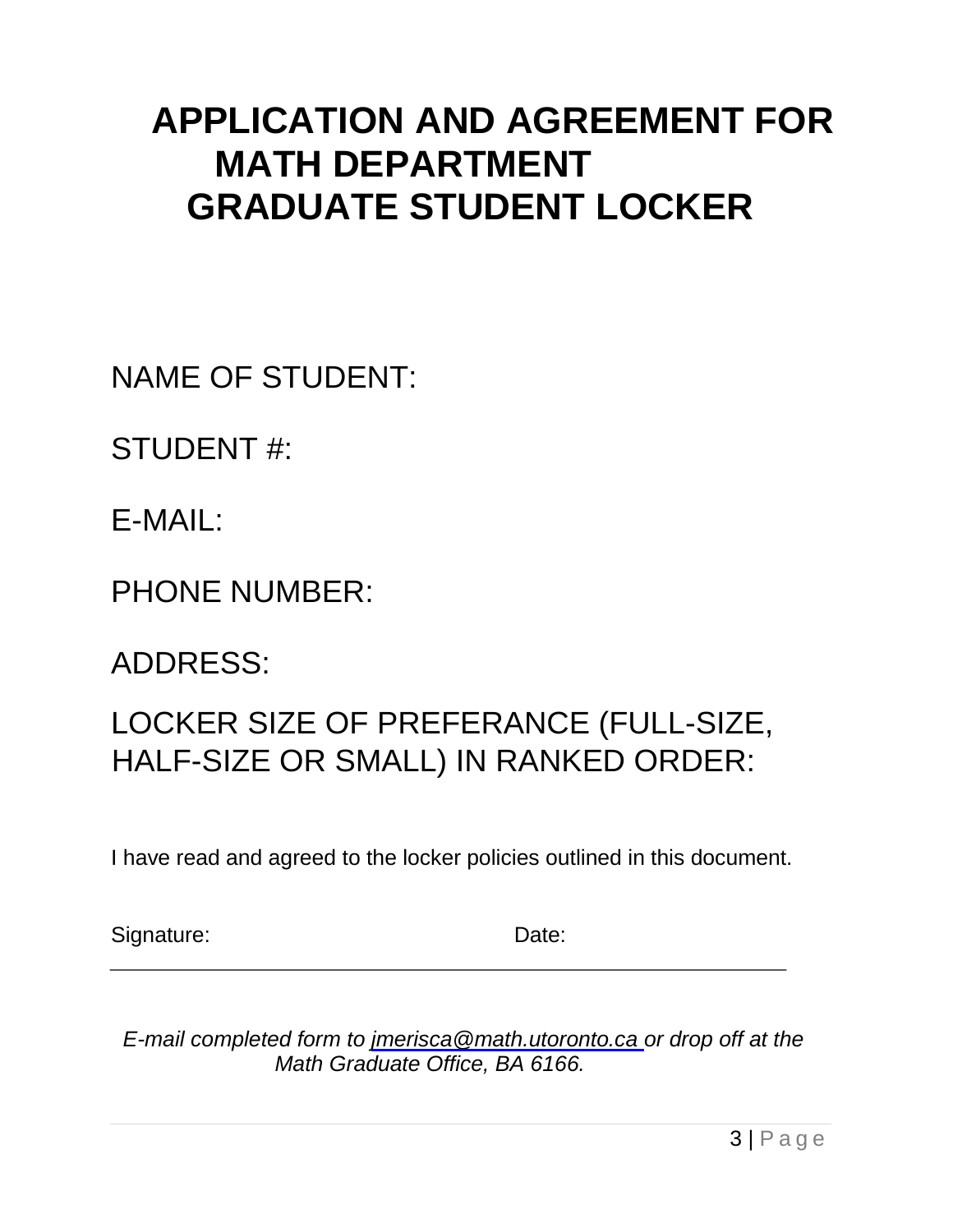# APPLICATION AND AGREEMENT FOR MATH DEPARTMENT GRADUATE STUDENT LOCKER

NAME OF STUDENT:

STUDENT #:

E-MAIL:

PHONE NUMBER:

ADDRESS:

LOCKER SIZE OF PREFERANCE (FULL-SIZE, HALF-SIZE OR SMALL) IN RANKED ORDER:

I have read and agreed to the locker policies outlined in this document.

Signature: Date:

---

*E-mail completed form to [jmerisca@math.utoronto.ca](mailto:jmerisca@math.utoronto.ca) or drop off at the Math Graduate Office, BA 6166.*